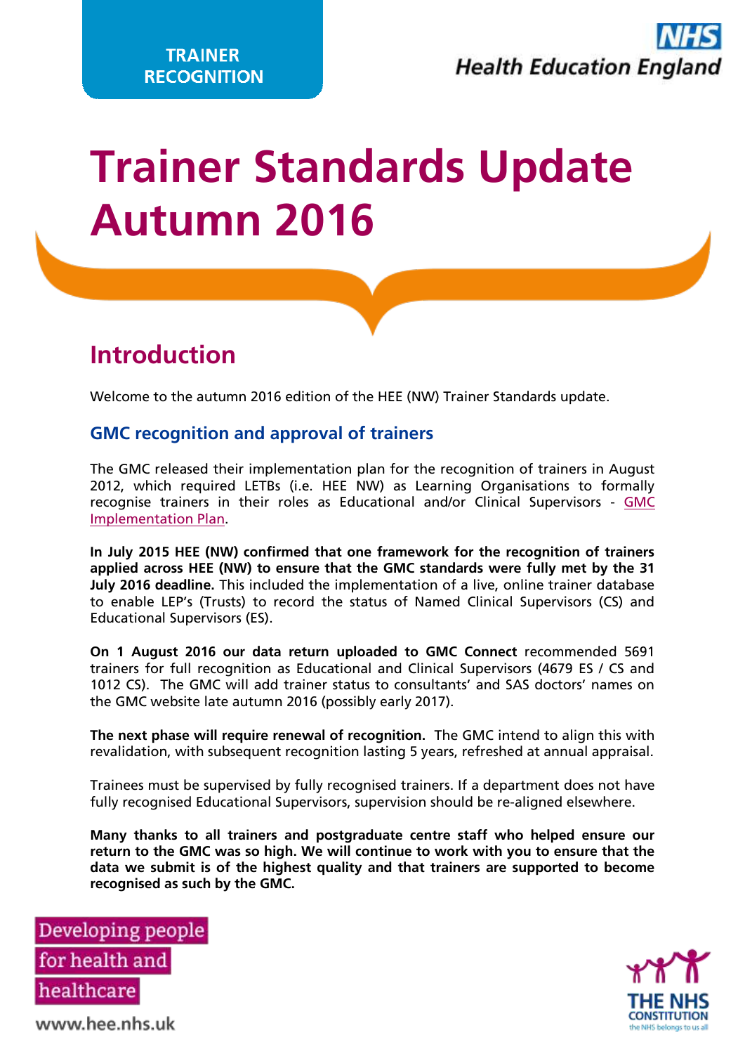TRAINER RECOGNITION

# Trainer Standards Update Autumn 2016

## Introduction

Welcome to the autumn 2016 edition of the HEE (NW) Trainer Standards update.

### GMC recognition and approval of trainers

The GMC released their implementation plan for the recognition of trainers in August 2012, which required LETBs (i.e. HEE NW) as Learning Organisations to formally recognise trainers in their roles as Educational and/or Clinical Supervisors - GMC Implementation Plan.

**In July 2015 HEE (NW) confirmed that one framework for the recognition of trainers applied across HEE (NW) to ensure that the GMC standards were fully met by the 31 July 2016 deadline.** This included the implementation of a live, online trainer database to enable LEP's (Trusts) to record the status of Named Clinical Supervisors (CS) and Educational Supervisors (ES).

**On 1 August 2016 our data return uploaded to GMC Connect** recommended 5691 trainers for full recognition as Educational and Clinical Supervisors (4679 ES / CS and 1012 CS). The GMC will add trainer status to consultants' and SAS doctors' names on the GMC website late autumn 2016 (possibly early 2017).

**The next phase will require renewal of recognition.** The GMC intend to align this with revalidation, with subsequent recognition lasting 5 years, refreshed at annual appraisal.

Trainees must be supervised by fully recognised trainers. If a department does not have fully recognised Educational Supervisors, supervision should be re-aligned elsewhere.

**Many thanks to all trainers and postgraduate centre staff who helped ensure our return to the GMC was so high. We will continue to work with you to ensure that the data we submit is of the highest quality and that trainers are supported to become recognised as such by the GMC.**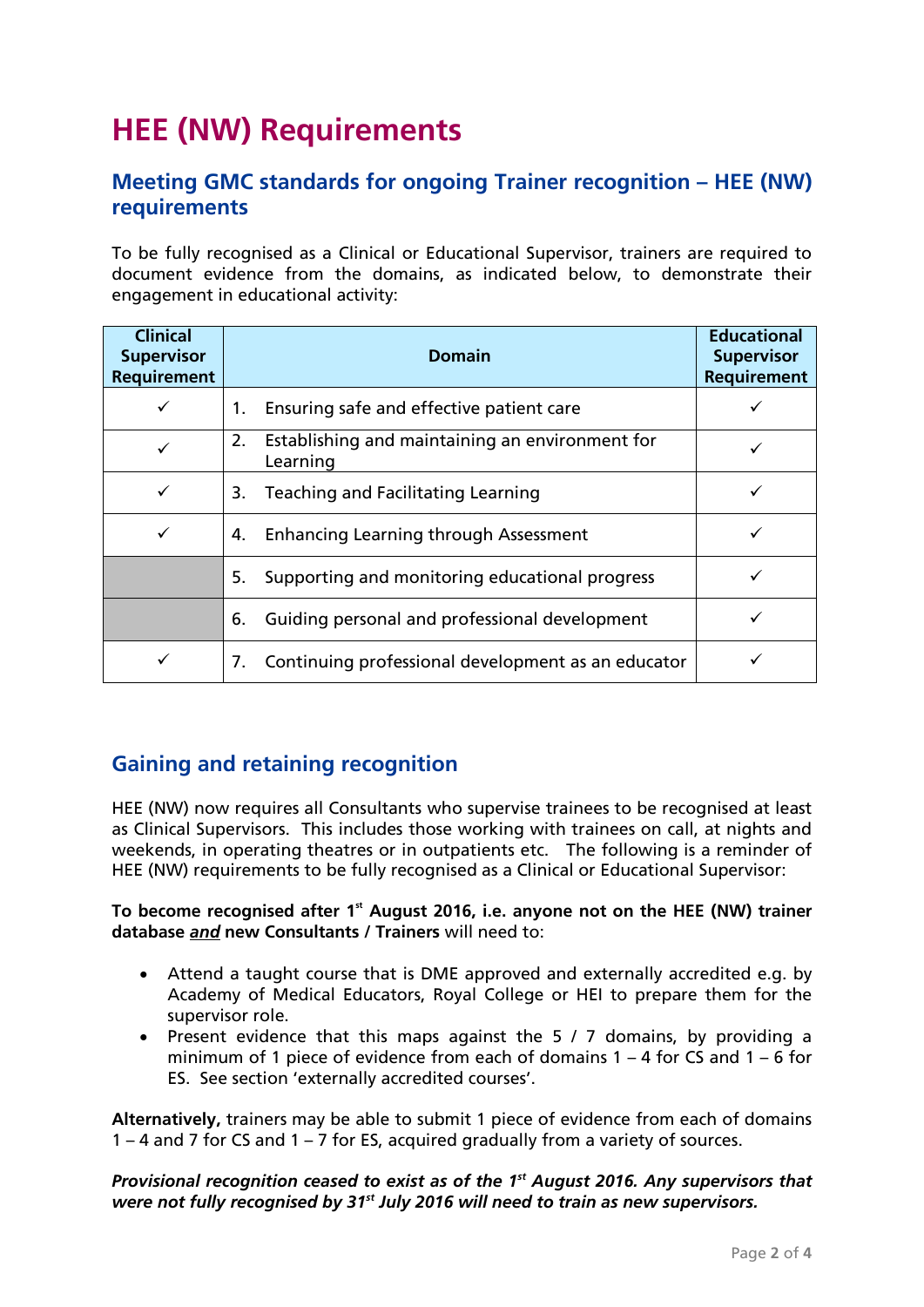# HEE (NW) Requirements

## Meeting GMC standards for ongoing Trainer recognition – HEE (NW) requirements

To be fully recognised as a Clinical or Educational Supervisor, trainers are required to document evidence from the domains, as indicated below, to demonstrate their engagement in educational activity:

| Clinical Supervisor Requirement | Domain | Educational Supervisor Requirement |
|---|---|---|
| ✓ | 1. Ensuring safe and effective patient care | ✓ |
| ✓ | 2. Establishing and maintaining an environment for Learning | ✓ |
| ✓ | 3. Teaching and Facilitating Learning | ✓ |
| ✓ | 4. Enhancing Learning through Assessment | ✓ |
| | 5. Supporting and monitoring educational progress | ✓ |
| | 6. Guiding personal and professional development | ✓ |
| ✓ | 7. Continuing professional development as an educator | ✓ |

## Gaining and retaining recognition

HEE (NW) now requires all Consultants who supervise trainees to be recognised at least as Clinical Supervisors. This includes those working with trainees on call, at nights and weekends, in operating theatres or in outpatients etc. The following is a reminder of HEE (NW) requirements to be fully recognised as a Clinical or Educational Supervisor:

**To become recognised after 1st August 2016, i.e. anyone not on the HEE (NW) trainer database *and* new Consultants / Trainers** will need to:

- Attend a taught course that is DME approved and externally accredited e.g. by Academy of Medical Educators, Royal College or HEI to prepare them for the supervisor role.
- Present evidence that this maps against the 5 / 7 domains, by providing a minimum of 1 piece of evidence from each of domains 1 – 4 for CS and 1 – 6 for ES. See section 'externally accredited courses'.

**Alternatively,** trainers may be able to submit 1 piece of evidence from each of domains 1 – 4 and 7 for CS and 1 – 7 for ES, acquired gradually from a variety of sources.

***Provisional recognition ceased to exist as of the 1st August 2016. Any supervisors that were not fully recognised by 31st July 2016 will need to train as new supervisors.***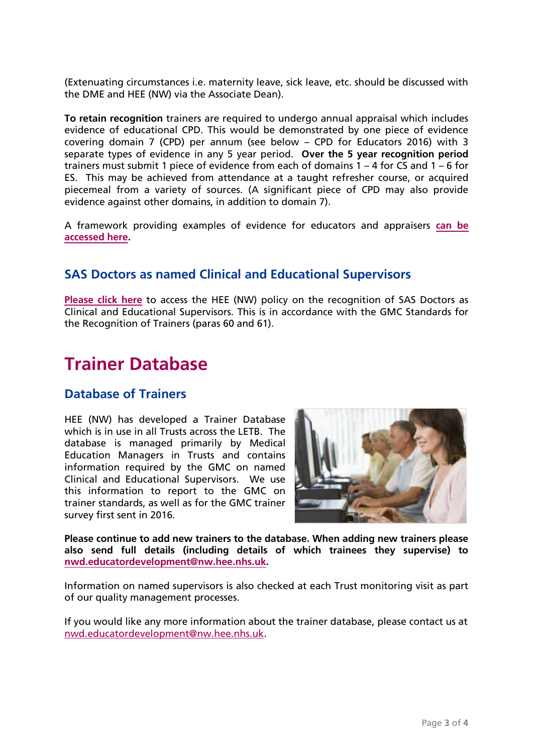(Extenuating circumstances i.e. maternity leave, sick leave, etc. should be discussed with the DME and HEE (NW) via the Associate Dean).

**To retain recognition** trainers are required to undergo annual appraisal which includes evidence of educational CPD. This would be demonstrated by one piece of evidence covering domain 7 (CPD) per annum (see below – CPD for Educators 2016) with 3 separate types of evidence in any 5 year period. **Over the 5 year recognition period** trainers must submit 1 piece of evidence from each of domains 1 – 4 for CS and 1 – 6 for ES. This may be achieved from attendance at a taught refresher course, or acquired piecemeal from a variety of sources. (A significant piece of CPD may also provide evidence against other domains, in addition to domain 7).

A framework providing examples of evidence for educators and appraisers **can be accessed here**.

## SAS Doctors as named Clinical and Educational Supervisors

**Please click here** to access the HEE (NW) policy on the recognition of SAS Doctors as Clinical and Educational Supervisors. This is in accordance with the GMC Standards for the Recognition of Trainers (paras 60 and 61).

# Trainer Database

## Database of Trainers

HEE (NW) has developed a Trainer Database which is in use in all Trusts across the LETB. The database is managed primarily by Medical Education Managers in Trusts and contains information required by the GMC on named Clinical and Educational Supervisors. We use this information to report to the GMC on trainer standards, as well as for the GMC trainer survey first sent in 2016.

**Please continue to add new trainers to the database. When adding new trainers please also send full details (including details of which trainees they supervise) to nwd.educatordevelopment@nw.hee.nhs.uk.**

Information on named supervisors is also checked at each Trust monitoring visit as part of our quality management processes.

If you would like any more information about the trainer database, please contact us at nwd.educatordevelopment@nw.hee.nhs.uk.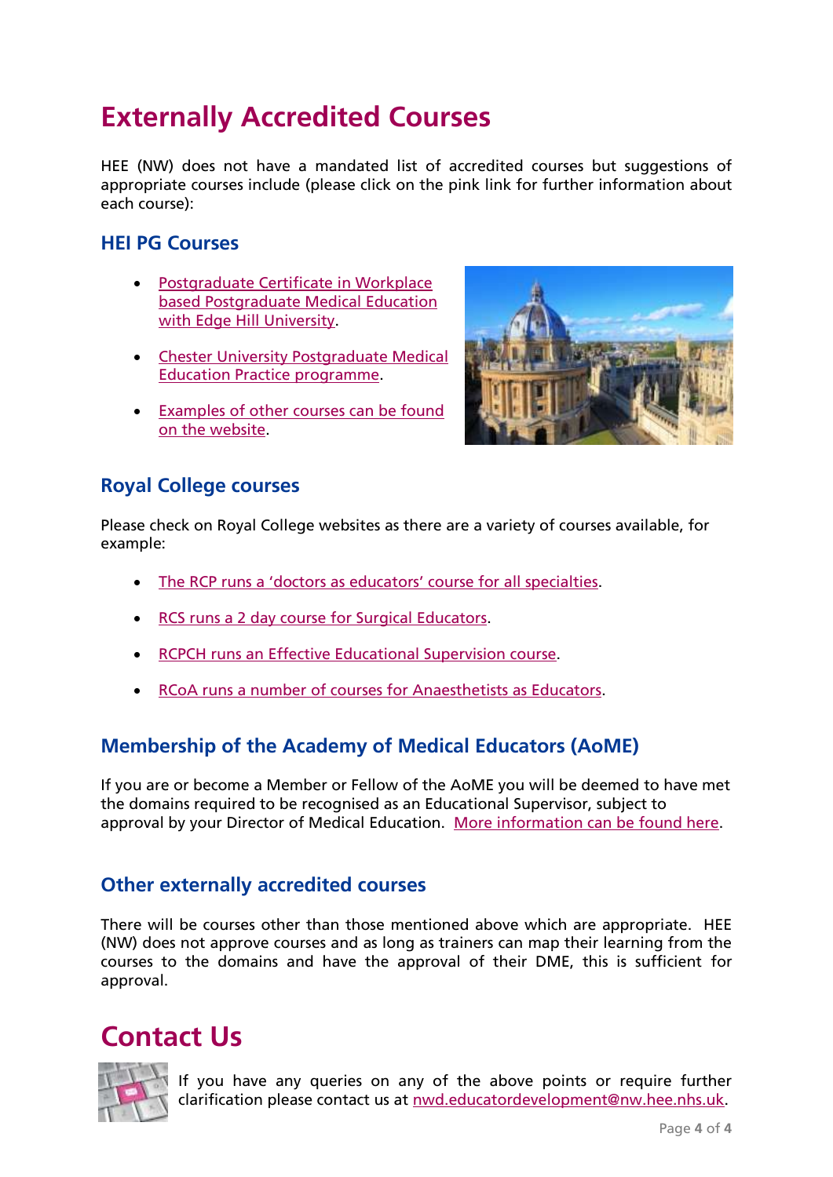# Externally Accredited Courses

HEE (NW) does not have a mandated list of accredited courses but suggestions of appropriate courses include (please click on the pink link for further information about each course):

## HEI PG Courses

- Postgraduate Certificate in Workplace based Postgraduate Medical Education with Edge Hill University.
- Chester University Postgraduate Medical Education Practice programme.
- Examples of other courses can be found on the website.

## Royal College courses

Please check on Royal College websites as there are a variety of courses available, for example:

- The RCP runs a 'doctors as educators' course for all specialties.
- RCS runs a 2 day course for Surgical Educators.
- RCPCH runs an Effective Educational Supervision course.
- RCoA runs a number of courses for Anaesthetists as Educators.

## Membership of the Academy of Medical Educators (AoME)

If you are or become a Member or Fellow of the AoME you will be deemed to have met the domains required to be recognised as an Educational Supervisor, subject to approval by your Director of Medical Education. More information can be found here.

## Other externally accredited courses

There will be courses other than those mentioned above which are appropriate. HEE (NW) does not approve courses and as long as trainers can map their learning from the courses to the domains and have the approval of their DME, this is sufficient for approval.

# Contact Us

If you have any queries on any of the above points or require further clarification please contact us at nwd.educatordevelopment@nw.hee.nhs.uk.